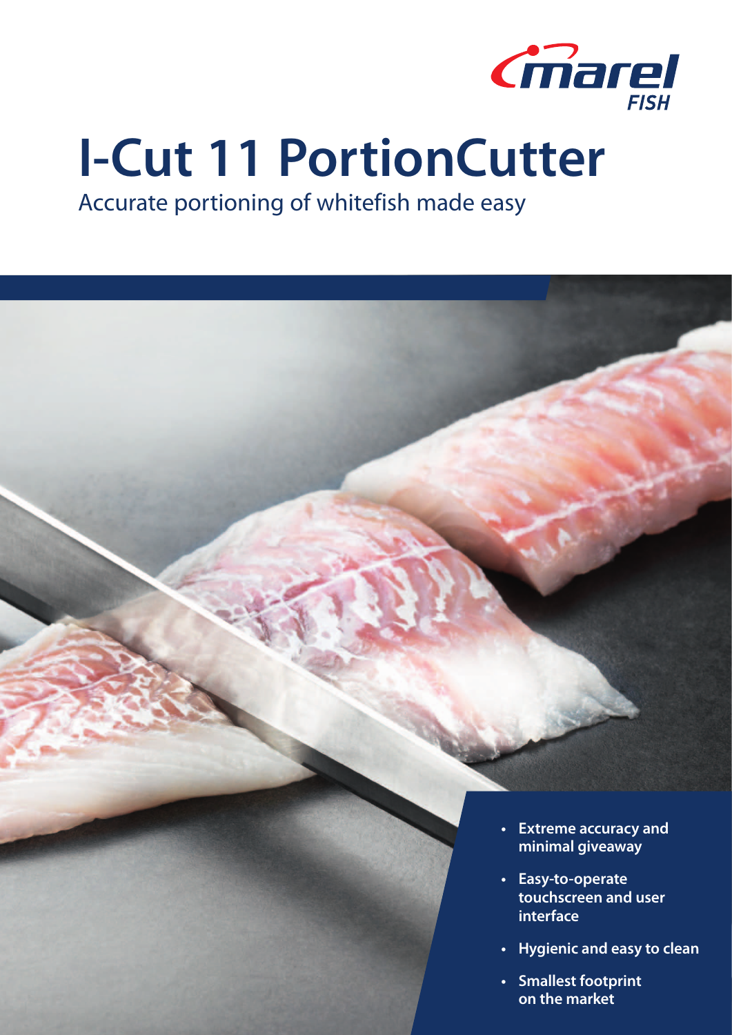marel FISH

# I-Cut 11 PortionCutter

Accurate portioning of whitefish made easy

- **Extreme accuracy and minimal giveaway**
- **Easy-to-operate touchscreen and user interface**
- **Hygienic and easy to clean**
- **Smallest footprint on the market**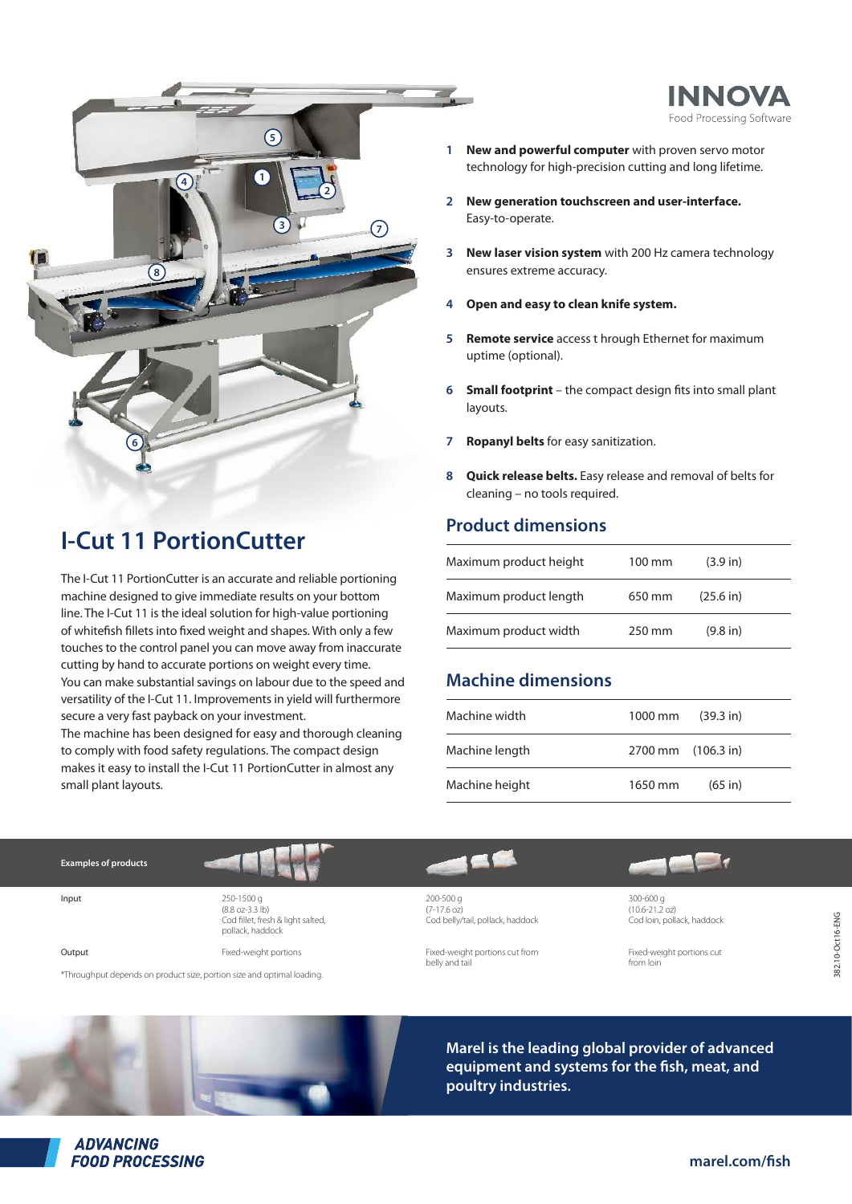INNOVA
Food Processing Software

1. **New and powerful computer** with proven servo motor technology for high-precision cutting and long lifetime.
2. **New generation touchscreen and user-interface.** Easy-to-operate.
3. **New laser vision system** with 200 Hz camera technology ensures extreme accuracy.
4. **Open and easy to clean knife system.**
5. **Remote service** access t hrough Ethernet for maximum uptime (optional).
6. **Small footprint** – the compact design fits into small plant layouts.
7. **Ropanyl belts** for easy sanitization.
8. **Quick release belts.** Easy release and removal of belts for cleaning – no tools required.

# I-Cut 11 PortionCutter

The I-Cut 11 PortionCutter is an accurate and reliable portioning machine designed to give immediate results on your bottom line. The I-Cut 11 is the ideal solution for high-value portioning of whitefish fillets into fixed weight and shapes. With only a few touches to the control panel you can move away from inaccurate cutting by hand to accurate portions on weight every time.
You can make substantial savings on labour due to the speed and versatility of the I-Cut 11. Improvements in yield will furthermore secure a very fast payback on your investment.
The machine has been designed for easy and thorough cleaning to comply with food safety regulations. The compact design makes it easy to install the I-Cut 11 PortionCutter in almost any small plant layouts.

## Product dimensions

| | | |
|---|---|---|
| Maximum product height | 100 mm | (3.9 in) |
| Maximum product length | 650 mm | (25.6 in) |
| Maximum product width | 250 mm | (9.8 in) |

## Machine dimensions

| | | |
|---|---|---|
| Machine width | 1000 mm | (39.3 in) |
| Machine length | 2700 mm | (106.3 in) |
| Machine height | 1650 mm | (65 in) |

| Examples of products | | | |
|---|---|---|---|
| Input | 250-1500 g (8.8 oz-3.3 lb) Cod fillet, fresh & light salted, pollack, haddock | 200-500 g (7-17.6 oz) Cod belly/tail, pollack, haddock | 300-600 g (10.6-21.2 oz) Cod loin, pollack, haddock |
| Output | Fixed-weight portions | Fixed-weight portions cut from belly and tail | Fixed-weight portions cut from loin |

*Throughput depends on product size, portion size and optimal loading.

382.10-Oct16-ENG

**Marel is the leading global provider of advanced equipment and systems for the fish, meat, and poultry industries.**

**ADVANCING FOOD PROCESSING**

marel.com/fish